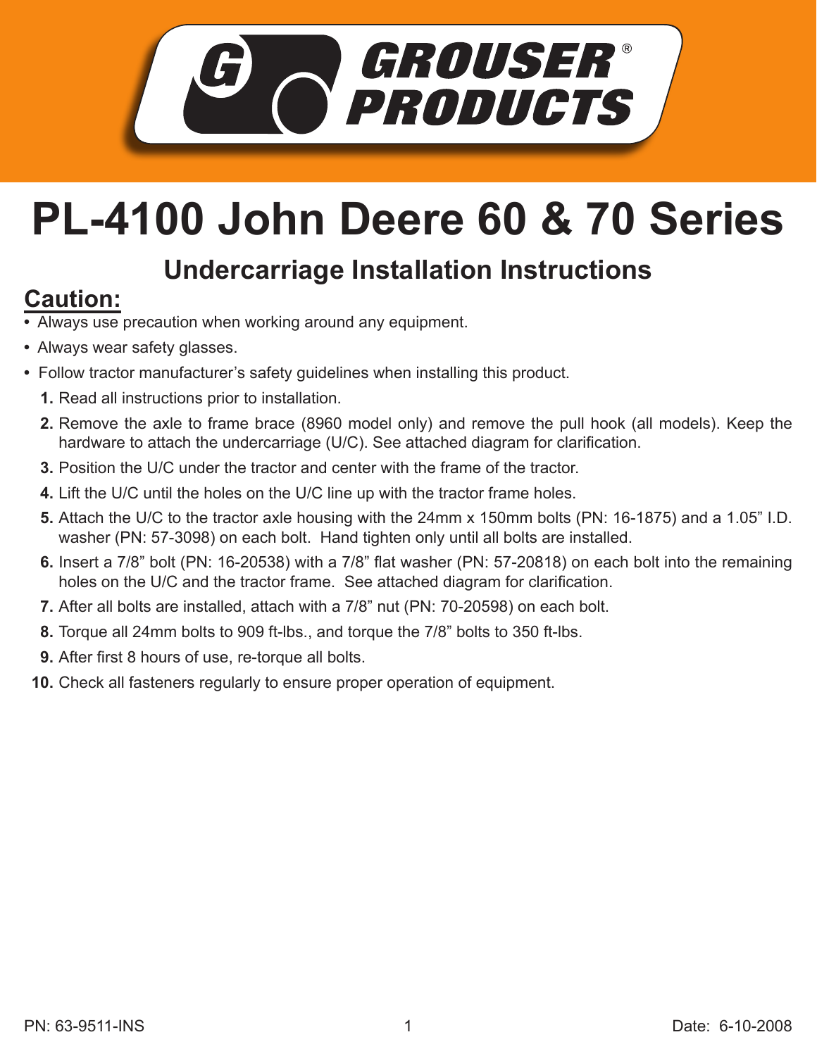GROUSER® PRODUCTS

# PL-4100 John Deere 60 & 70 Series

## Undercarriage Installation Instructions

### Caution:

- Always use precaution when working around any equipment.
- Always wear safety glasses.
- Follow tractor manufacturer's safety guidelines when installing this product.

1. Read all instructions prior to installation.
2. Remove the axle to frame brace (8960 model only) and remove the pull hook (all models). Keep the hardware to attach the undercarriage (U/C). See attached diagram for clarification.
3. Position the U/C under the tractor and center with the frame of the tractor.
4. Lift the U/C until the holes on the U/C line up with the tractor frame holes.
5. Attach the U/C to the tractor axle housing with the 24mm x 150mm bolts (PN: 16-1875) and a 1.05" I.D. washer (PN: 57-3098) on each bolt. Hand tighten only until all bolts are installed.
6. Insert a 7/8" bolt (PN: 16-20538) with a 7/8" flat washer (PN: 57-20818) on each bolt into the remaining holes on the U/C and the tractor frame. See attached diagram for clarification.
7. After all bolts are installed, attach with a 7/8" nut (PN: 70-20598) on each bolt.
8. Torque all 24mm bolts to 909 ft-lbs., and torque the 7/8" bolts to 350 ft-lbs.
9. After first 8 hours of use, re-torque all bolts.
10. Check all fasteners regularly to ensure proper operation of equipment.

PN: 63-9511-INS

Date: 6-10-2008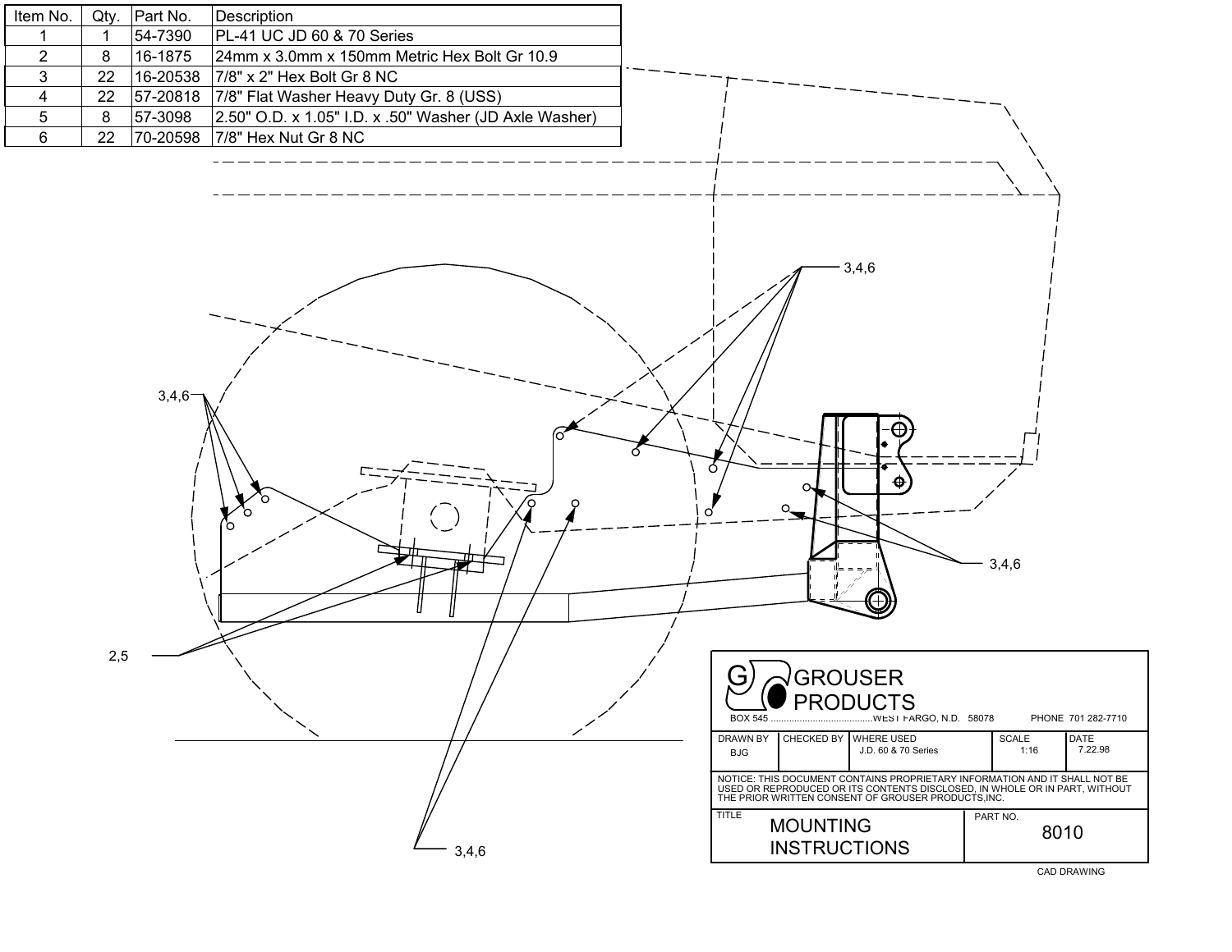| Item No. | Qty. | Part No. | Description |
|---|---|---|---|
| 1 | 1 | 54-7390 | PL-41 UC JD 60 & 70 Series |
| 2 | 8 | 16-1875 | 24mm x 3.0mm x 150mm Metric Hex Bolt Gr 10.9 |
| 3 | 22 | 16-20538 | 7/8" x 2" Hex Bolt Gr 8 NC |
| 4 | 22 | 57-20818 | 7/8" Flat Washer Heavy Duty Gr. 8 (USS) |
| 5 | 8 | 57-3098 | 2.50" O.D. x 1.05" I.D. x .50" Washer (JD Axle Washer) |
| 6 | 22 | 70-20598 | 7/8" Hex Nut Gr 8 NC |

3,4,6

3,4,6

3,4,6

2,5

3,4,6

GROUSER PRODUCTS

BOX 545 ....................................WEST FARGO, N.D. 58078 PHONE 701 282-7710

| DRAWN BY | CHECKED BY | WHERE USED | SCALE | DATE |
|---|---|---|---|---|
| BJG | | J.D. 60 & 70 Series | 1:16 | 7.22.98 |

NOTICE: THIS DOCUMENT CONTAINS PROPRIETARY INFORMATION AND IT SHALL NOT BE USED OR REPRODUCED OR ITS CONTENTS DISCLOSED, IN WHOLE OR IN PART, WITHOUT THE PRIOR WRITTEN CONSENT OF GROUSER PRODUCTS,INC.

TITLE

MOUNTING INSTRUCTIONS

PART NO.

8010

CAD DRAWING